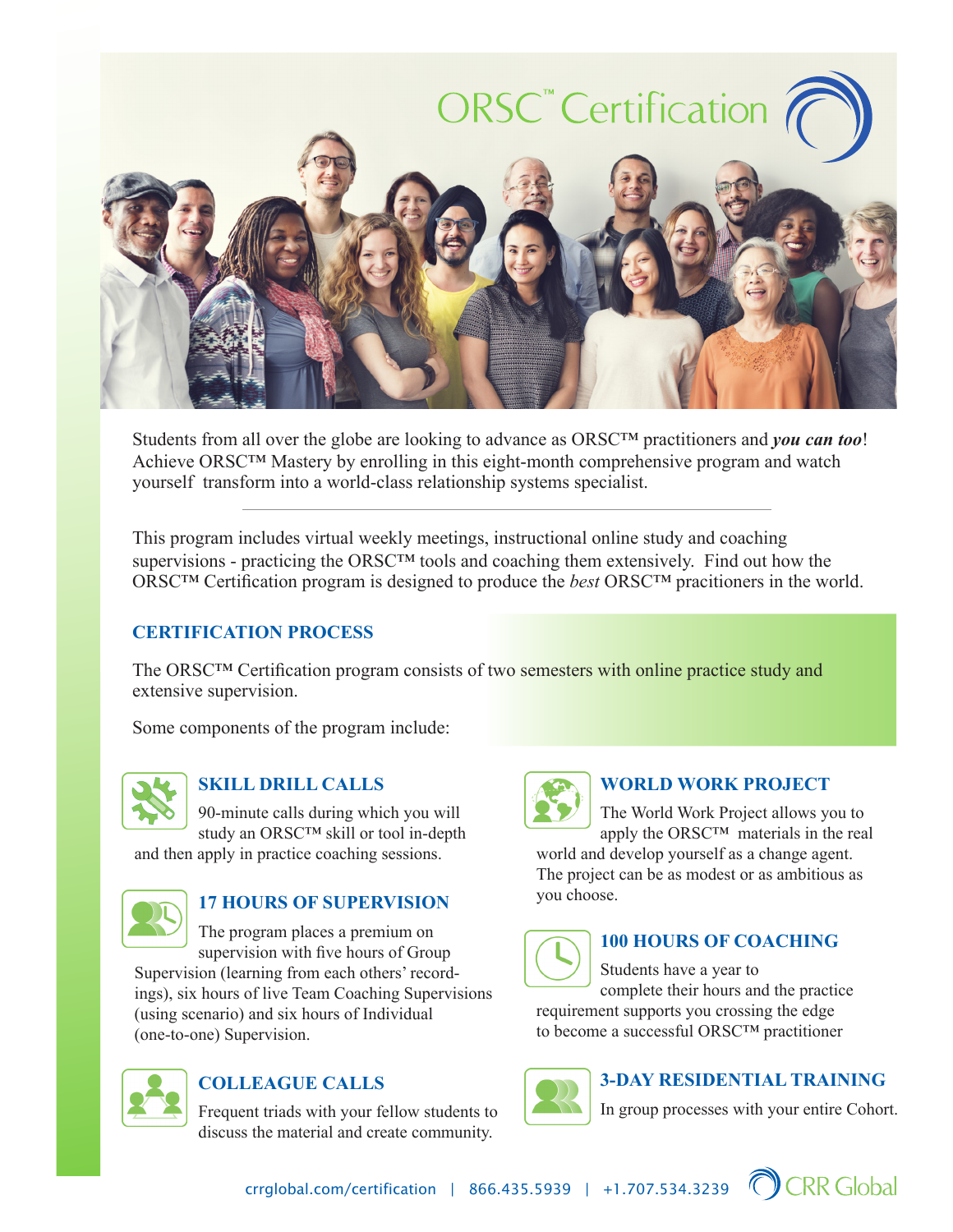# ORSC™ Certification

Students from all over the globe are looking to advance as ORSC™ practitioners and ***you can too***! Achieve ORSC™ Mastery by enrolling in this eight-month comprehensive program and watch yourself transform into a world-class relationship systems specialist.

---

This program includes virtual weekly meetings, instructional online study and coaching supervisions - practicing the ORSC™ tools and coaching them extensively. Find out how the ORSC™ Certification program is designed to produce the *best* ORSC™ pracitioners in the world.

## CERTIFICATION PROCESS

The ORSC™ Certification program consists of two semesters with online practice study and extensive supervision.

Some components of the program include:

### SKILL DRILL CALLS

90-minute calls during which you will study an ORSC™ skill or tool in-depth and then apply in practice coaching sessions.

### 17 HOURS OF SUPERVISION

The program places a premium on supervision with five hours of Group Supervision (learning from each others' recordings), six hours of live Team Coaching Supervisions (using scenario) and six hours of Individual (one-to-one) Supervision.

### COLLEAGUE CALLS

Frequent triads with your fellow students to discuss the material and create community.

### WORLD WORK PROJECT

The World Work Project allows you to apply the ORSC™ materials in the real world and develop yourself as a change agent. The project can be as modest or as ambitious as you choose.

### 100 HOURS OF COACHING

Students have a year to complete their hours and the practice requirement supports you crossing the edge to become a successful ORSC™ practitioner

### 3-DAY RESIDENTIAL TRAINING

In group processes with your entire Cohort.

crrglobal.com/certification | 866.435.5939 | +1.707.534.3239 CRR Global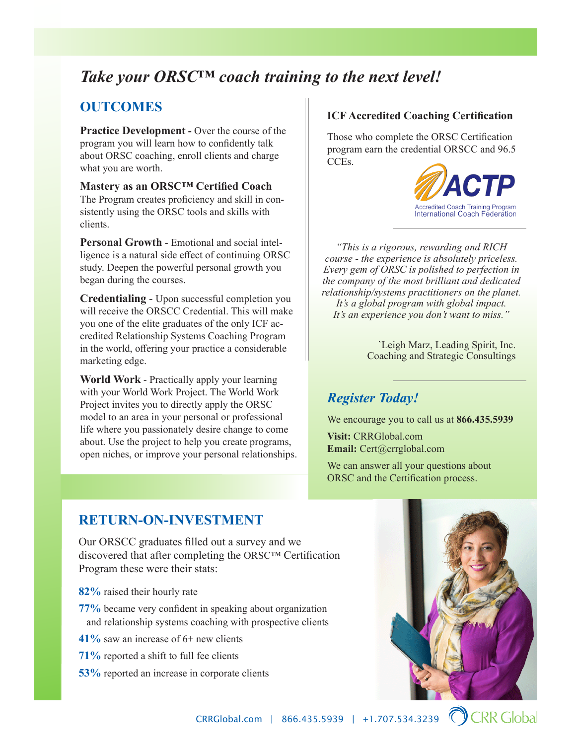# *Take your ORSC™ coach training to the next level!*

## OUTCOMES

**Practice Development -** Over the course of the program you will learn how to confidently talk about ORSC coaching, enroll clients and charge what you are worth.

**Mastery as an ORSC™ Certified Coach**
The Program creates proficiency and skill in consistently using the ORSC tools and skills with clients.

**Personal Growth** - Emotional and social intelligence is a natural side effect of continuing ORSC study. Deepen the powerful personal growth you began during the courses.

**Credentialing** - Upon successful completion you will receive the ORSCC Credential. This will make you one of the elite graduates of the only ICF accredited Relationship Systems Coaching Program in the world, offering your practice a considerable marketing edge.

**World Work** - Practically apply your learning with your World Work Project. The World Work Project invites you to directly apply the ORSC model to an area in your personal or professional life where you passionately desire change to come about. Use the project to help you create programs, open niches, or improve your personal relationships.

### ICF Accredited Coaching Certification

Those who complete the ORSC Certification program earn the credential ORSCC and 96.5 CCEs.

ACTP
Accredited Coach Training Program
International Coach Federation

*"This is a rigorous, rewarding and RICH course - the experience is absolutely priceless. Every gem of ORSC is polished to perfection in the company of the most brilliant and dedicated relationship/systems practitioners on the planet. It's a global program with global impact. It's an experience you don't want to miss."*

`Leigh Marz, Leading Spirit, Inc.
Coaching and Strategic Consultings

## *Register Today!*

We encourage you to call us at **866.435.5939**

**Visit:** CRRGlobal.com
**Email:** Cert@crrglobal.com

We can answer all your questions about ORSC and the Certification process.

## RETURN-ON-INVESTMENT

Our ORSCC graduates filled out a survey and we discovered that after completing the ORSC™ Certification Program these were their stats:

- **82%** raised their hourly rate
- **77%** became very confident in speaking about organization and relationship systems coaching with prospective clients
- **41%** saw an increase of 6+ new clients
- **71%** reported a shift to full fee clients
- **53%** reported an increase in corporate clients

CRRGlobal.com | 866.435.5939 | +1.707.534.3239 CRR Global